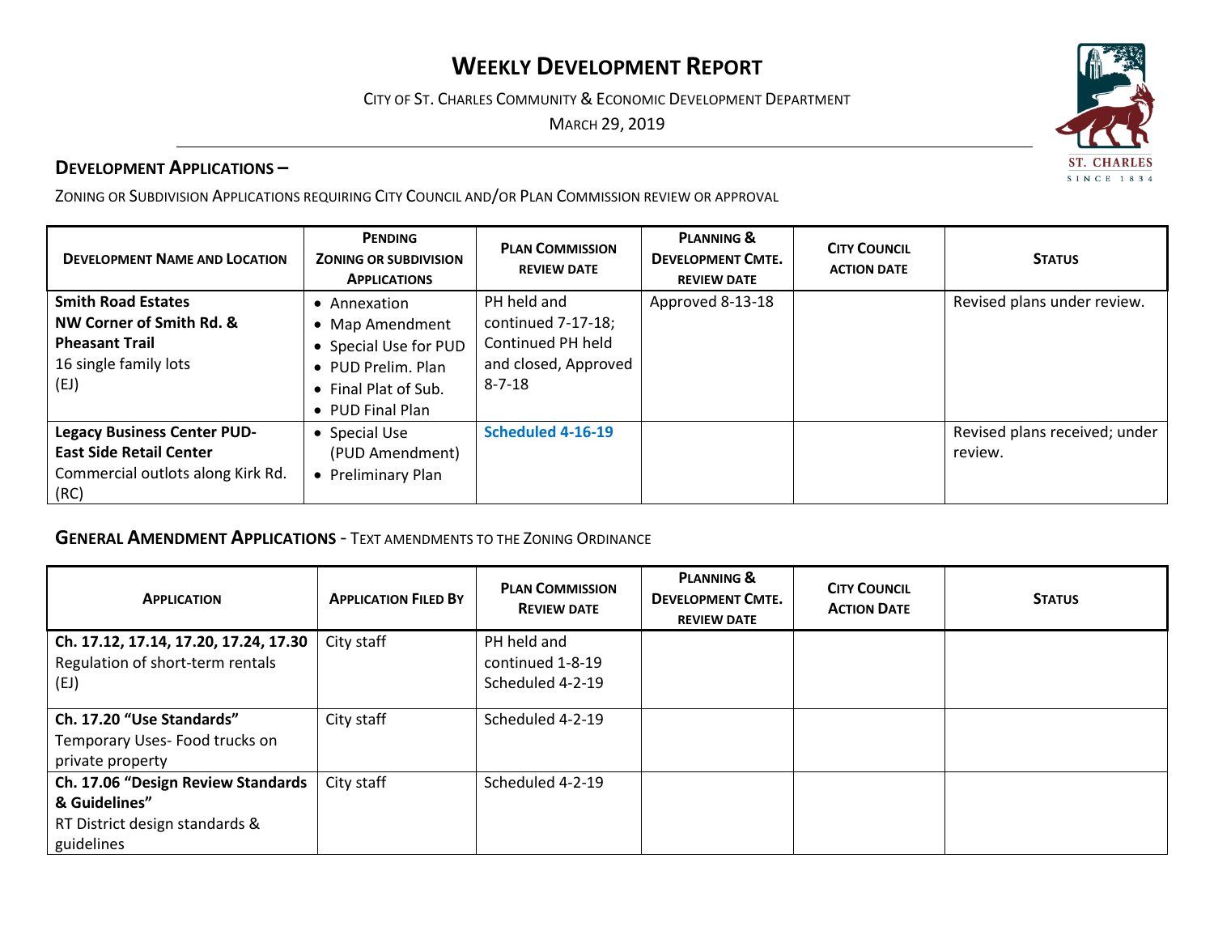# WEEKLY DEVELOPMENT REPORT

CITY OF ST. CHARLES COMMUNITY & ECONOMIC DEVELOPMENT DEPARTMENT

MARCH 29, 2019

## DEVELOPMENT APPLICATIONS –

ZONING OR SUBDIVISION APPLICATIONS REQUIRING CITY COUNCIL AND/OR PLAN COMMISSION REVIEW OR APPROVAL

| DEVELOPMENT NAME AND LOCATION | PENDING ZONING OR SUBDIVISION APPLICATIONS | PLAN COMMISSION REVIEW DATE | PLANNING & DEVELOPMENT CMTE. REVIEW DATE | CITY COUNCIL ACTION DATE | STATUS |
|---|---|---|---|---|---|
| **Smith Road Estates** **NW Corner of Smith Rd. & Pheasant Trail** 16 single family lots (EJ) | • Annexation • Map Amendment • Special Use for PUD • PUD Prelim. Plan • Final Plat of Sub. • PUD Final Plan | PH held and continued 7-17-18; Continued PH held and closed, Approved 8-7-18 | Approved 8-13-18 | | Revised plans under review. |
| **Legacy Business Center PUD- East Side Retail Center** Commercial outlots along Kirk Rd. (RC) | • Special Use (PUD Amendment) • Preliminary Plan | **Scheduled 4-16-19** | | | Revised plans received; under review. |

## GENERAL AMENDMENT APPLICATIONS - TEXT AMENDMENTS TO THE ZONING ORDINANCE

| APPLICATION | APPLICATION FILED BY | PLAN COMMISSION REVIEW DATE | PLANNING & DEVELOPMENT CMTE. REVIEW DATE | CITY COUNCIL ACTION DATE | STATUS |
|---|---|---|---|---|---|
| **Ch. 17.12, 17.14, 17.20, 17.24, 17.30** Regulation of short-term rentals (EJ) | City staff | PH held and continued 1-8-19 Scheduled 4-2-19 | | | |
| **Ch. 17.20 "Use Standards"** Temporary Uses- Food trucks on private property | City staff | Scheduled 4-2-19 | | | |
| **Ch. 17.06 "Design Review Standards & Guidelines"** RT District design standards & guidelines | City staff | Scheduled 4-2-19 | | | |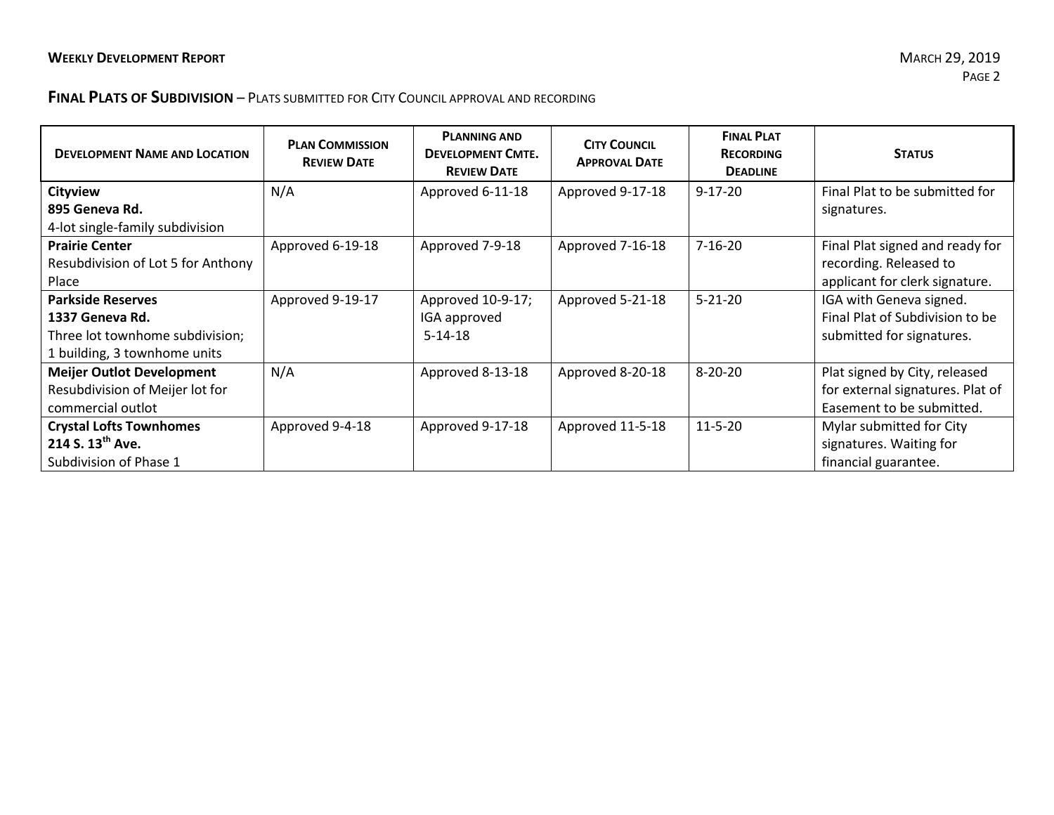## FINAL PLATS OF SUBDIVISION – PLATS SUBMITTED FOR CITY COUNCIL APPROVAL AND RECORDING

| DEVELOPMENT NAME AND LOCATION | PLAN COMMISSION REVIEW DATE | PLANNING AND DEVELOPMENT CMTE. REVIEW DATE | CITY COUNCIL APPROVAL DATE | FINAL PLAT RECORDING DEADLINE | STATUS |
|---|---|---|---|---|---|
| **Cityview**<br>**895 Geneva Rd.**<br>4-lot single-family subdivision | N/A | Approved 6-11-18 | Approved 9-17-18 | 9-17-20 | Final Plat to be submitted for signatures. |
| **Prairie Center**<br>Resubdivision of Lot 5 for Anthony Place | Approved 6-19-18 | Approved 7-9-18 | Approved 7-16-18 | 7-16-20 | Final Plat signed and ready for recording. Released to applicant for clerk signature. |
| **Parkside Reserves**<br>**1337 Geneva Rd.**<br>Three lot townhome subdivision; 1 building, 3 townhome units | Approved 9-19-17 | Approved 10-9-17; IGA approved 5-14-18 | Approved 5-21-18 | 5-21-20 | IGA with Geneva signed. Final Plat of Subdivision to be submitted for signatures. |
| **Meijer Outlot Development**<br>Resubdivision of Meijer lot for commercial outlot | N/A | Approved 8-13-18 | Approved 8-20-18 | 8-20-20 | Plat signed by City, released for external signatures. Plat of Easement to be submitted. |
| **Crystal Lofts Townhomes**<br>**214 S. 13th Ave.**<br>Subdivision of Phase 1 | Approved 9-4-18 | Approved 9-17-18 | Approved 11-5-18 | 11-5-20 | Mylar submitted for City signatures. Waiting for financial guarantee. |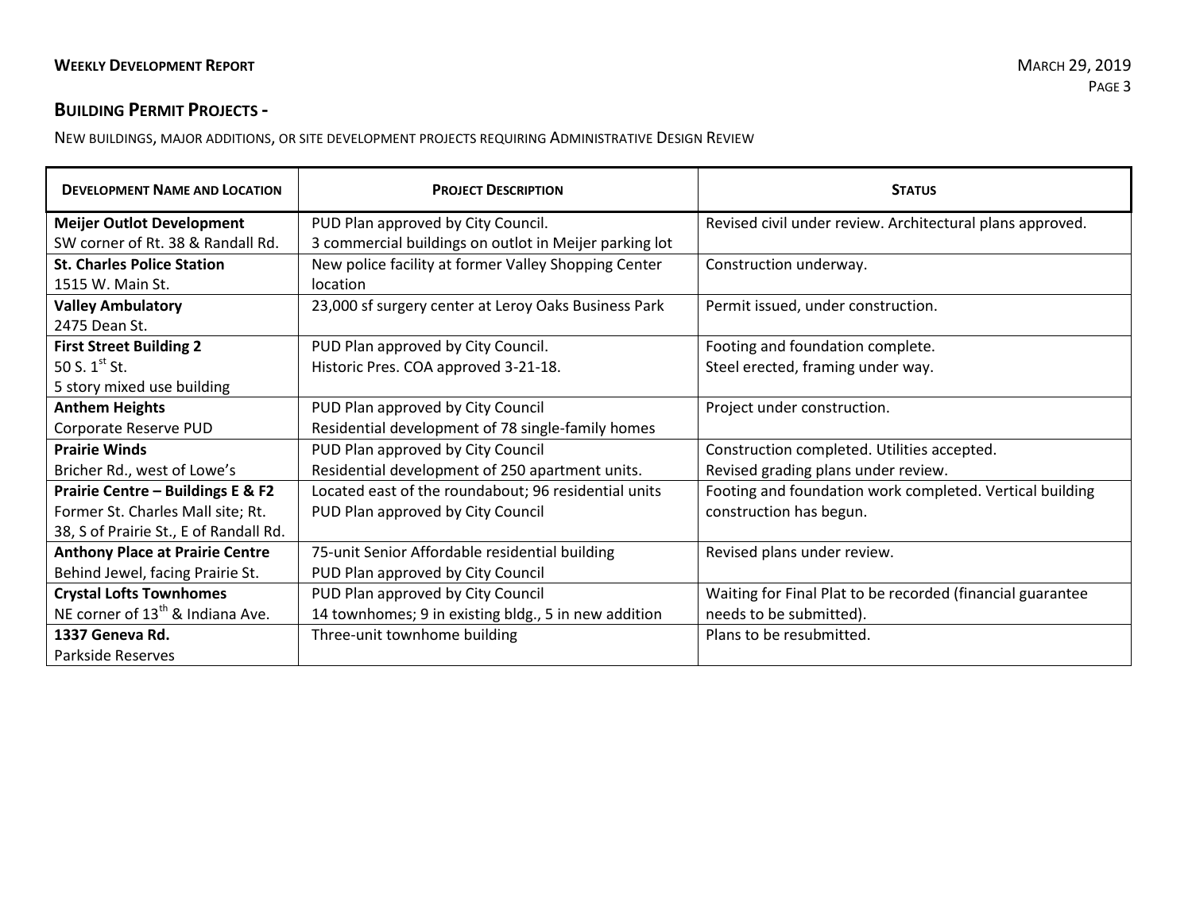## Building Permit Projects -

New buildings, major additions, or site development projects requiring Administrative Design Review

| Development Name and Location | Project Description | Status |
| --- | --- | --- |
| **Meijer Outlot Development**<br>SW corner of Rt. 38 & Randall Rd. | PUD Plan approved by City Council.<br>3 commercial buildings on outlot in Meijer parking lot | Revised civil under review. Architectural plans approved. |
| **St. Charles Police Station**<br>1515 W. Main St. | New police facility at former Valley Shopping Center location | Construction underway. |
| **Valley Ambulatory**<br>2475 Dean St. | 23,000 sf surgery center at Leroy Oaks Business Park | Permit issued, under construction. |
| **First Street Building 2**<br>50 S. 1st St.<br>5 story mixed use building | PUD Plan approved by City Council.<br>Historic Pres. COA approved 3-21-18. | Footing and foundation complete.<br>Steel erected, framing under way. |
| **Anthem Heights**<br>Corporate Reserve PUD | PUD Plan approved by City Council<br>Residential development of 78 single-family homes | Project under construction. |
| **Prairie Winds**<br>Bricher Rd., west of Lowe's | PUD Plan approved by City Council<br>Residential development of 250 apartment units. | Construction completed. Utilities accepted.<br>Revised grading plans under review. |
| **Prairie Centre – Buildings E & F2**<br>Former St. Charles Mall site; Rt. 38, S of Prairie St., E of Randall Rd. | Located east of the roundabout; 96 residential units<br>PUD Plan approved by City Council | Footing and foundation work completed. Vertical building construction has begun. |
| **Anthony Place at Prairie Centre**<br>Behind Jewel, facing Prairie St. | 75-unit Senior Affordable residential building<br>PUD Plan approved by City Council | Revised plans under review. |
| **Crystal Lofts Townhomes**<br>NE corner of 13th & Indiana Ave. | PUD Plan approved by City Council<br>14 townhomes; 9 in existing bldg., 5 in new addition | Waiting for Final Plat to be recorded (financial guarantee needs to be submitted). |
| **1337 Geneva Rd.**<br>Parkside Reserves | Three-unit townhome building | Plans to be resubmitted. |